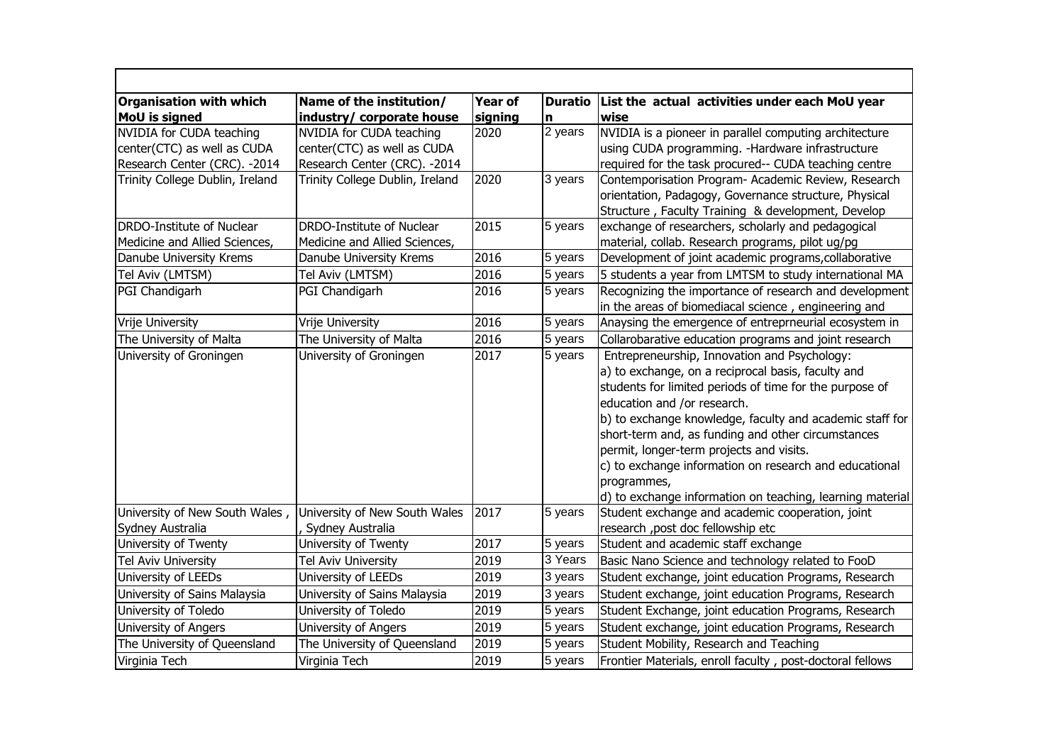| Organisation with which MoU is signed | Name of the institution/ industry/ corporate house | Year of signing | Duration | List the actual activities under each MoU year wise |
|---|---|---|---|---|
| NVIDIA for CUDA teaching center(CTC) as well as CUDA Research Center (CRC). -2014 | NVIDIA for CUDA teaching center(CTC) as well as CUDA Research Center (CRC). -2014 | 2020 | 2 years | NVIDIA is a pioneer in parallel computing architecture using CUDA programming. -Hardware infrastructure required for the task procured-- CUDA teaching centre |
| Trinity College Dublin, Ireland | Trinity College Dublin, Ireland | 2020 | 3 years | Contemporisation Program- Academic Review, Research orientation, Padagogy, Governance structure, Physical Structure , Faculty Training & development, Develop |
| DRDO-Institute of Nuclear Medicine and Allied Sciences, | DRDO-Institute of Nuclear Medicine and Allied Sciences, | 2015 | 5 years | exchange of researchers, scholarly and pedagogical material, collab. Research programs, pilot ug/pg |
| Danube University Krems | Danube University Krems | 2016 | 5 years | Development of joint academic programs,collaborative |
| Tel Aviv (LMTSM) | Tel Aviv (LMTSM) | 2016 | 5 years | 5 students a year from LMTSM to study international MA |
| PGI Chandigarh | PGI Chandigarh | 2016 | 5 years | Recognizing the importance of research and development in the areas of biomediacal science , engineering and |
| Vrije University | Vrije University | 2016 | 5 years | Anaysing the emergence of entreprneurial ecosystem in |
| The University of Malta | The University of Malta | 2016 | 5 years | Collarobarative education programs and joint research |
| University of Groningen | University of Groningen | 2017 | 5 years | Entrepreneurship, Innovation and Psychology: a) to exchange, on a reciprocal basis, faculty and students for limited periods of time for the purpose of education and /or research. b) to exchange knowledge, faculty and academic staff for short-term and, as funding and other circumstances permit, longer-term projects and visits. c) to exchange information on research and educational programmes, d) to exchange information on teaching, learning material |
| University of New South Wales , Sydney Australia | University of New South Wales , Sydney Australia | 2017 | 5 years | Student exchange and academic cooperation, joint research ,post doc fellowship etc |
| University of Twenty | University of Twenty | 2017 | 5 years | Student and academic staff exchange |
| Tel Aviv University | Tel Aviv University | 2019 | 3 Years | Basic Nano Science and technology related to FooD |
| University of LEEDs | University of LEEDs | 2019 | 3 years | Student exchange, joint education Programs, Research |
| University of Sains Malaysia | University of Sains Malaysia | 2019 | 3 years | Student exchange, joint education Programs, Research |
| University of Toledo | University of Toledo | 2019 | 5 years | Student Exchange, joint education Programs, Research |
| University of Angers | University of Angers | 2019 | 5 years | Student exchange, joint education Programs, Research |
| The University of Queensland | The University of Queensland | 2019 | 5 years | Student Mobility, Research and Teaching |
| Virginia Tech | Virginia Tech | 2019 | 5 years | Frontier Materials, enroll faculty , post-doctoral fellows |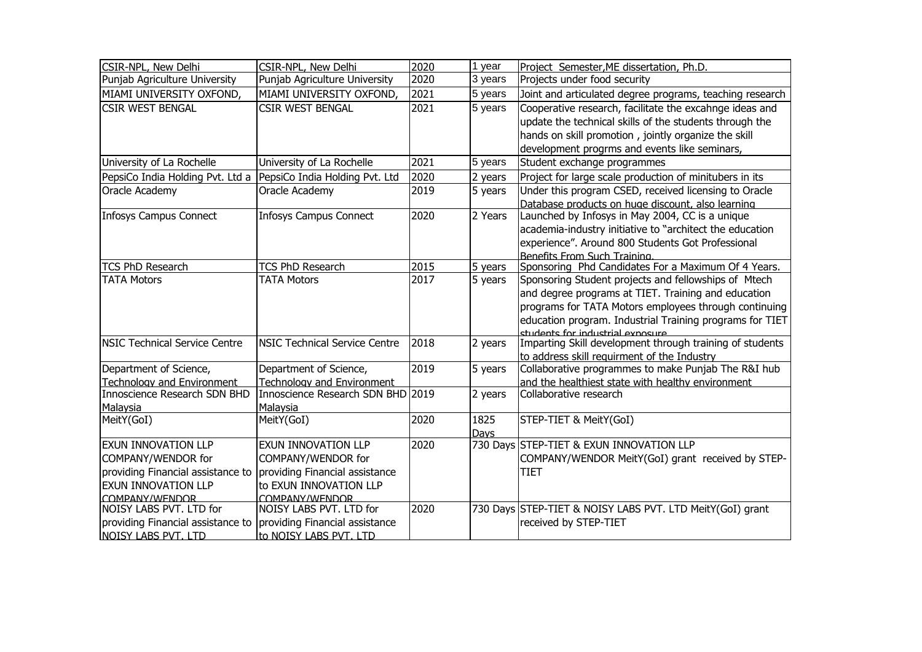| CSIR-NPL, New Delhi | CSIR-NPL, New Delhi | 2020 | 1 year | Project Semester,ME dissertation, Ph.D. |
|---|---|---|---|---|
| Punjab Agriculture University | Punjab Agriculture University | 2020 | 3 years | Projects under food security |
| MIAMI UNIVERSITY OXFOND, | MIAMI UNIVERSITY OXFOND, | 2021 | 5 years | Joint and articulated degree programs, teaching research |
| CSIR WEST BENGAL | CSIR WEST BENGAL | 2021 | 5 years | Cooperative research, facilitate the excahnge ideas and update the technical skills of the students through the hands on skill promotion , jointly organize the skill development progrms and events like seminars, |
| University of La Rochelle | University of La Rochelle | 2021 | 5 years | Student exchange programmes |
| PepsiCo India Holding Pvt. Ltd a | PepsiCo India Holding Pvt. Ltd | 2020 | 2 years | Project for large scale production of minitubers in its |
| Oracle Academy | Oracle Academy | 2019 | 5 years | Under this program CSED, received licensing to Oracle Database products on huge discount, also learning |
| Infosys Campus Connect | Infosys Campus Connect | 2020 | 2 Years | Launched by Infosys in May 2004, CC is a unique academia-industry initiative to "architect the education experience". Around 800 Students Got Professional Benefits From Such Training. |
| TCS PhD Research | TCS PhD Research | 2015 | 5 years | Sponsoring Phd Candidates For a Maximum Of 4 Years. |
| TATA Motors | TATA Motors | 2017 | 5 years | Sponsoring Student projects and fellowships of Mtech and degree programs at TIET. Training and education programs for TATA Motors employees through continuing education program. Industrial Training programs for TIET students for industrial exposure |
| NSIC Technical Service Centre | NSIC Technical Service Centre | 2018 | 2 years | Imparting Skill development through training of students to address skill requirment of the Industry |
| Department of Science, Technology and Environment | Department of Science, Technology and Environment | 2019 | 5 years | Collaborative programmes to make Punjab The R&I hub and the healthiest state with healthy environment |
| Innoscience Research SDN BHD Malaysia | Innoscience Research SDN BHD Malaysia | 2019 | 2 years | Collaborative research |
| MeitY(GoI) | MeitY(GoI) | 2020 | 1825 Days | STEP-TIET & MeitY(GoI) |
| EXUN INNOVATION LLP COMPANY/WENDOR for providing Financial assistance to EXUN INNOVATION LLP COMPANY/WENDOR | EXUN INNOVATION LLP COMPANY/WENDOR for providing Financial assistance to EXUN INNOVATION LLP COMPANY/WENDOR | 2020 | 730 Days | STEP-TIET & EXUN INNOVATION LLP COMPANY/WENDOR MeitY(GoI) grant received by STEP-TIET |
| NOISY LABS PVT. LTD for providing Financial assistance to NOISY LABS PVT. LTD | NOISY LABS PVT. LTD for providing Financial assistance to NOISY LABS PVT. LTD | 2020 | 730 Days | STEP-TIET & NOISY LABS PVT. LTD MeitY(GoI) grant received by STEP-TIET |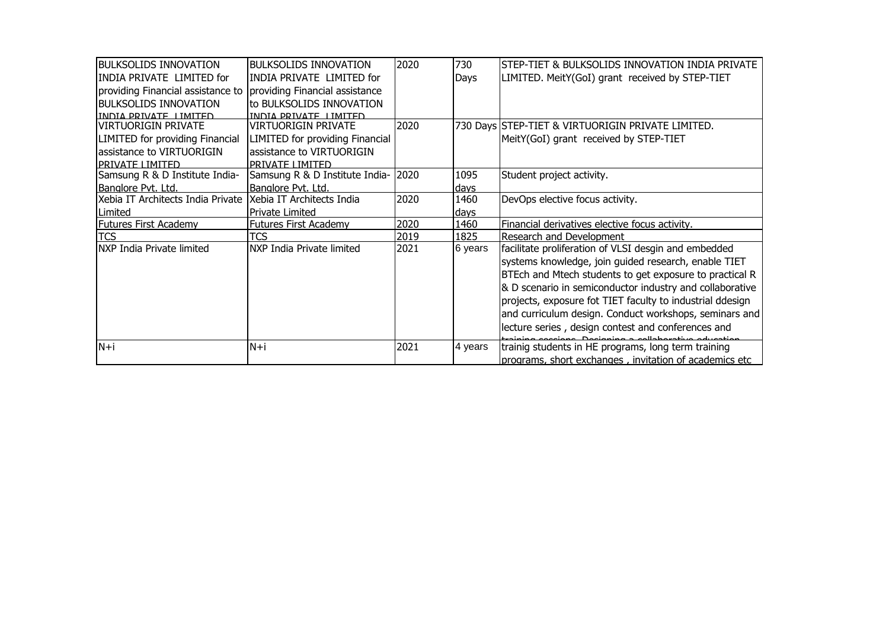| | | | | |
|---|---|---|---|---|
| BULKSOLIDS INNOVATION INDIA PRIVATE LIMITED for providing Financial assistance to BULKSOLIDS INNOVATION INDIA PRIVATE LIMITED | BULKSOLIDS INNOVATION INDIA PRIVATE LIMITED for providing Financial assistance to BULKSOLIDS INNOVATION INDIA PRIVATE LIMITED | 2020 | 730 Days | STEP-TIET & BULKSOLIDS INNOVATION INDIA PRIVATE LIMITED. MeitY(GoI) grant received by STEP-TIET |
| VIRTUORIGIN PRIVATE LIMITED for providing Financial assistance to VIRTUORIGIN PRIVATE LIMITED | VIRTUORIGIN PRIVATE LIMITED for providing Financial assistance to VIRTUORIGIN PRIVATE LIMITED | 2020 | 730 Days | STEP-TIET & VIRTUORIGIN PRIVATE LIMITED. MeitY(GoI) grant received by STEP-TIET |
| Samsung R & D Institute India-Banglore Pvt. Ltd. | Samsung R & D Institute India-Banglore Pvt. Ltd. | 2020 | 1095 days | Student project activity. |
| Xebia IT Architects India Private Limited | Xebia IT Architects India Private Limited | 2020 | 1460 days | DevOps elective focus activity. |
| Futures First Academy | Futures First Academy | 2020 | 1460 | Financial derivatives elective focus activity. |
| TCS | TCS | 2019 | 1825 | Research and Development |
| NXP India Private limited | NXP India Private limited | 2021 | 6 years | facilitate proliferation of VLSI desgin and embedded systems knowledge, join guided research, enable TIET BTEch and Mtech students to get exposure to practical R & D scenario in semiconductor industry and collaborative projects, exposure fot TIET faculty to industrial ddesign and curriculum design. Conduct workshops, seminars and lecture series , design contest and conferences and training sessions. Designing a collaborative education |
| N+i | N+i | 2021 | 4 years | trainig students in HE programs, long term training programs, short exchanges , invitation of academics etc |